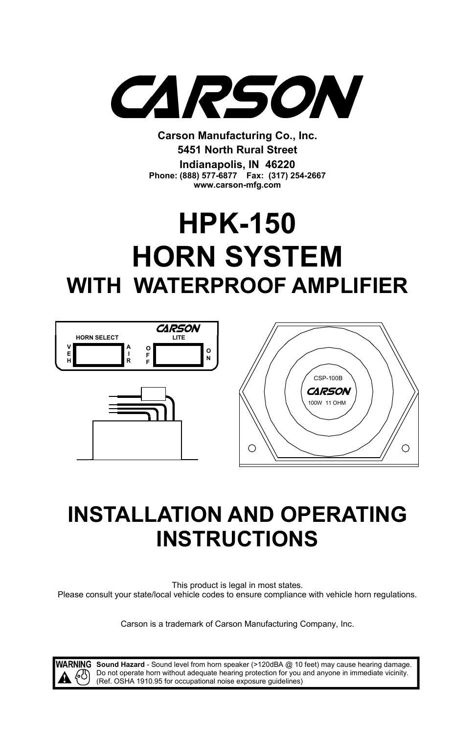# CARSON

**Carson Manufacturing Co., Inc.**
**5451 North Rural Street**
**Indianapolis, IN 46220**
**Phone: (888) 577-6877 Fax: (317) 254-2667**
**www.carson-mfg.com**

# HPK-150
# HORN SYSTEM
## WITH WATERPROOF AMPLIFIER

# INSTALLATION AND OPERATING INSTRUCTIONS

This product is legal in most states.
Please consult your state/local vehicle codes to ensure compliance with vehicle horn regulations.

Carson is a trademark of Carson Manufacturing Company, Inc.

**WARNING** **Sound Hazard** - Sound level from horn speaker (>120dBA @ 10 feet) may cause hearing damage. Do not operate horn without adequate hearing protection for you and anyone in immediate vicinity. (Ref. OSHA 1910.95 for occupational noise exposure guidelines)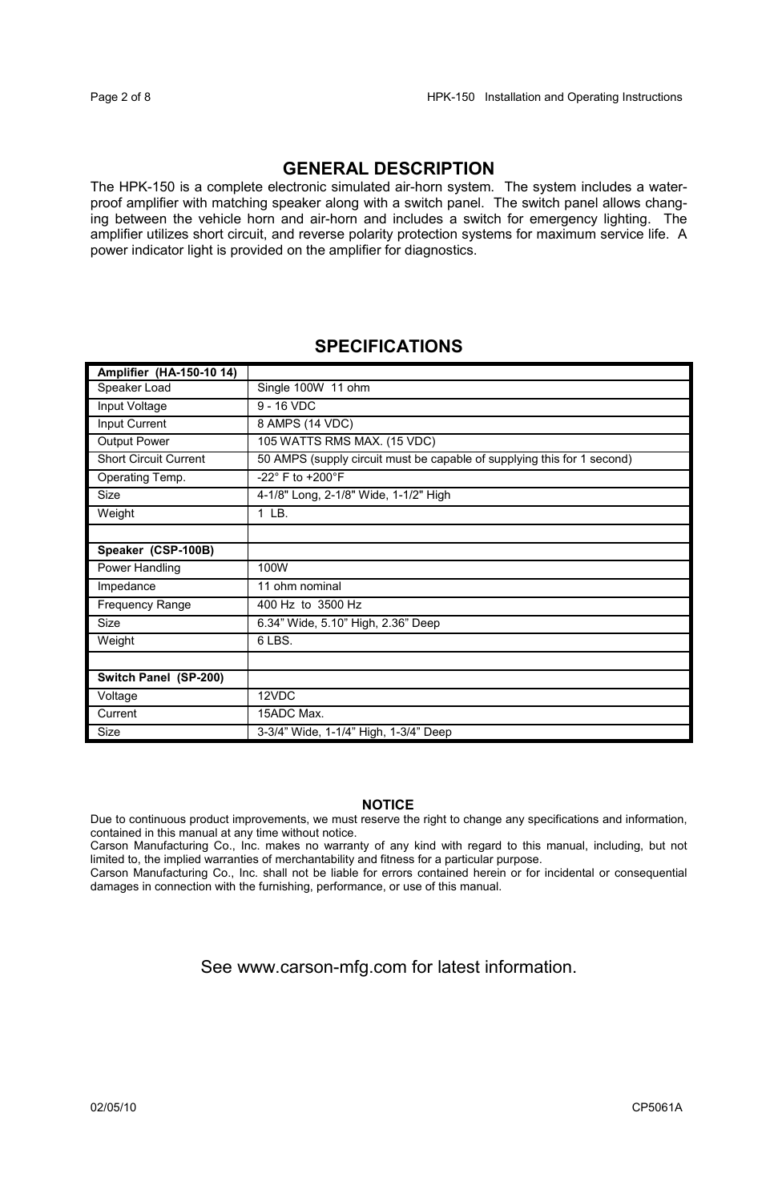## GENERAL DESCRIPTION

The HPK-150 is a complete electronic simulated air-horn system. The system includes a water-proof amplifier with matching speaker along with a switch panel. The switch panel allows changing between the vehicle horn and air-horn and includes a switch for emergency lighting. The amplifier utilizes short circuit, and reverse polarity protection systems for maximum service life. A power indicator light is provided on the amplifier for diagnostics.

## SPECIFICATIONS

| **Amplifier (HA-150-10 14)** | |
|---|---|
| Speaker Load | Single 100W 11 ohm |
| Input Voltage | 9 - 16 VDC |
| Input Current | 8 AMPS (14 VDC) |
| Output Power | 105 WATTS RMS MAX. (15 VDC) |
| Short Circuit Current | 50 AMPS (supply circuit must be capable of supplying this for 1 second) |
| Operating Temp. | -22° F to +200°F |
| Size | 4-1/8" Long, 2-1/8" Wide, 1-1/2" High |
| Weight | 1 LB. |
| | |
| **Speaker (CSP-100B)** | |
| Power Handling | 100W |
| Impedance | 11 ohm nominal |
| Frequency Range | 400 Hz to 3500 Hz |
| Size | 6.34" Wide, 5.10" High, 2.36" Deep |
| Weight | 6 LBS. |
| | |
| **Switch Panel (SP-200)** | |
| Voltage | 12VDC |
| Current | 15ADC Max. |
| Size | 3-3/4" Wide, 1-1/4" High, 1-3/4" Deep |

**NOTICE**

Due to continuous product improvements, we must reserve the right to change any specifications and information, contained in this manual at any time without notice.

Carson Manufacturing Co., Inc. makes no warranty of any kind with regard to this manual, including, but not limited to, the implied warranties of merchantability and fitness for a particular purpose.

Carson Manufacturing Co., Inc. shall not be liable for errors contained herein or for incidental or consequential damages in connection with the furnishing, performance, or use of this manual.

See www.carson-mfg.com for latest information.

02/05/10 CP5061A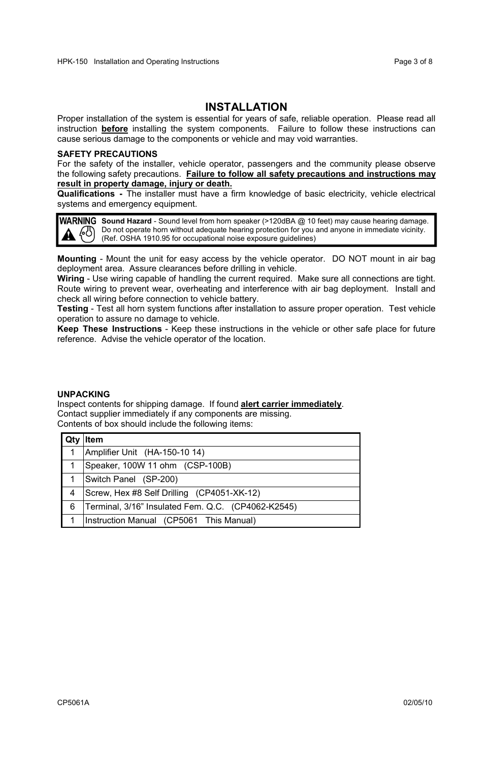# INSTALLATION

Proper installation of the system is essential for years of safe, reliable operation. Please read all instruction **before** installing the system components. Failure to follow these instructions can cause serious damage to the components or vehicle and may void warranties.

### SAFETY PRECAUTIONS

For the safety of the installer, vehicle operator, passengers and the community please observe the following safety precautions. **Failure to follow all safety precautions and instructions may result in property damage, injury or death.**

**Qualifications -** The installer must have a firm knowledge of basic electricity, vehicle electrical systems and emergency equipment.

> **WARNING** **Sound Hazard** - Sound level from horn speaker (>120dBA @ 10 feet) may cause hearing damage. Do not operate horn without adequate hearing protection for you and anyone in immediate vicinity. (Ref. OSHA 1910.95 for occupational noise exposure guidelines)

**Mounting** - Mount the unit for easy access by the vehicle operator. DO NOT mount in air bag deployment area. Assure clearances before drilling in vehicle.

**Wiring** - Use wiring capable of handling the current required. Make sure all connections are tight. Route wiring to prevent wear, overheating and interference with air bag deployment. Install and check all wiring before connection to vehicle battery.

**Testing** - Test all horn system functions after installation to assure proper operation. Test vehicle operation to assure no damage to vehicle.

**Keep These Instructions** - Keep these instructions in the vehicle or other safe place for future reference. Advise the vehicle operator of the location.

### UNPACKING

Inspect contents for shipping damage. If found **alert carrier immediately**.
Contact supplier immediately if any components are missing.
Contents of box should include the following items:

| Qty | Item |
|---|---|
| 1 | Amplifier Unit (HA-150-10 14) |
| 1 | Speaker, 100W 11 ohm (CSP-100B) |
| 1 | Switch Panel (SP-200) |
| 4 | Screw, Hex #8 Self Drilling (CP4051-XK-12) |
| 6 | Terminal, 3/16" Insulated Fem. Q.C. (CP4062-K2545) |
| 1 | Instruction Manual (CP5061 This Manual) |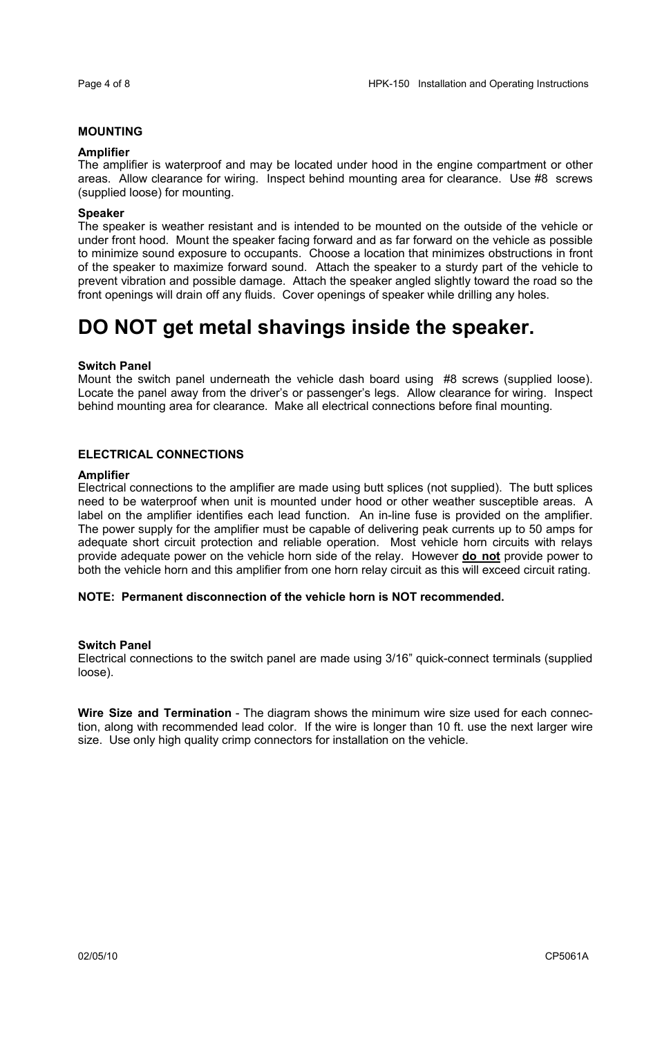## MOUNTING

### Amplifier

The amplifier is waterproof and may be located under hood in the engine compartment or other areas. Allow clearance for wiring. Inspect behind mounting area for clearance. Use #8 screws (supplied loose) for mounting.

### Speaker

The speaker is weather resistant and is intended to be mounted on the outside of the vehicle or under front hood. Mount the speaker facing forward and as far forward on the vehicle as possible to minimize sound exposure to occupants. Choose a location that minimizes obstructions in front of the speaker to maximize forward sound. Attach the speaker to a sturdy part of the vehicle to prevent vibration and possible damage. Attach the speaker angled slightly toward the road so the front openings will drain off any fluids. Cover openings of speaker while drilling any holes.

# DO NOT get metal shavings inside the speaker.

### Switch Panel

Mount the switch panel underneath the vehicle dash board using #8 screws (supplied loose). Locate the panel away from the driver's or passenger's legs. Allow clearance for wiring. Inspect behind mounting area for clearance. Make all electrical connections before final mounting.

## ELECTRICAL CONNECTIONS

### Amplifier

Electrical connections to the amplifier are made using butt splices (not supplied). The butt splices need to be waterproof when unit is mounted under hood or other weather susceptible areas. A label on the amplifier identifies each lead function. An in-line fuse is provided on the amplifier. The power supply for the amplifier must be capable of delivering peak currents up to 50 amps for adequate short circuit protection and reliable operation. Most vehicle horn circuits with relays provide adequate power on the vehicle horn side of the relay. However <u>**do not**</u> provide power to both the vehicle horn and this amplifier from one horn relay circuit as this will exceed circuit rating.

**NOTE: Permanent disconnection of the vehicle horn is NOT recommended.**

### Switch Panel

Electrical connections to the switch panel are made using 3/16" quick-connect terminals (supplied loose).

**Wire Size and Termination** - The diagram shows the minimum wire size used for each connection, along with recommended lead color. If the wire is longer than 10 ft. use the next larger wire size. Use only high quality crimp connectors for installation on the vehicle.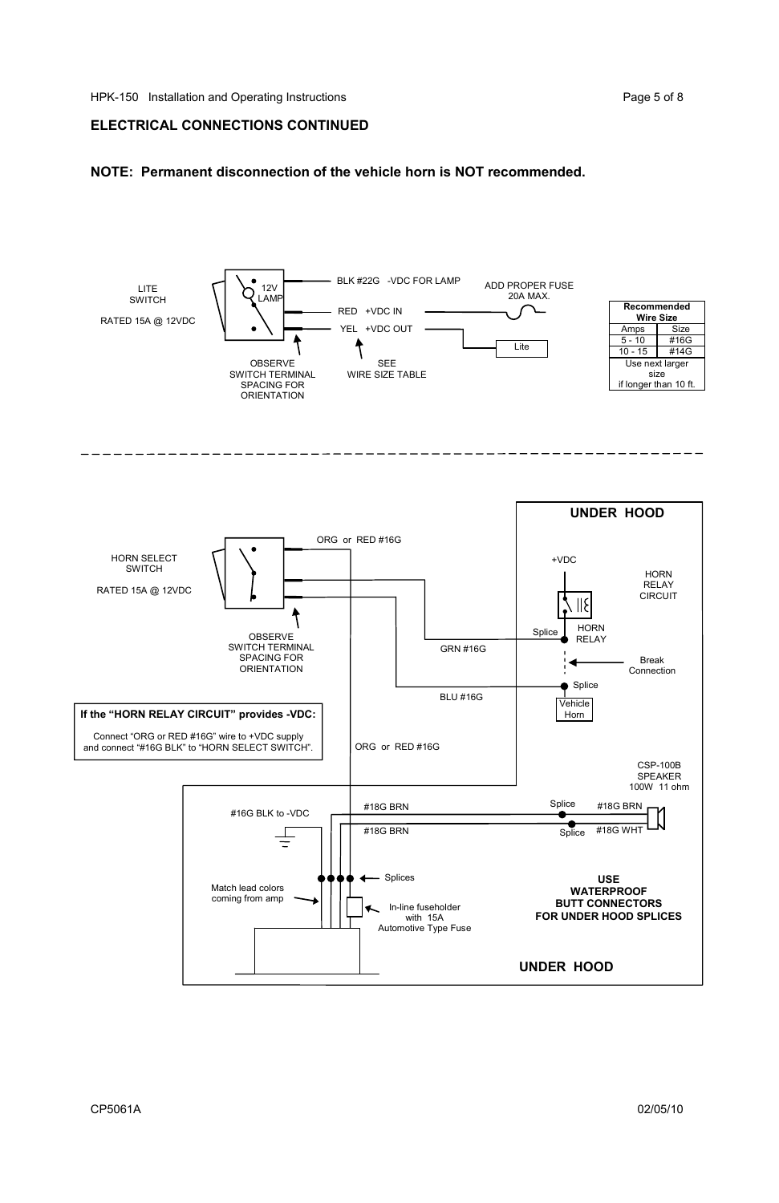## ELECTRICAL CONNECTIONS CONTINUED

**NOTE: Permanent disconnection of the vehicle horn is NOT recommended.**

LITE SWITCH

RATED 15A @ 12VDC

12V LAMP

BLK #22G -VDC FOR LAMP

RED +VDC IN

YEL +VDC OUT

ADD PROPER FUSE 20A MAX.

Lite

OBSERVE SWITCH TERMINAL SPACING FOR ORIENTATION

SEE WIRE SIZE TABLE

| Recommended Wire Size | |
|---|---|
| Amps | Size |
| 5 - 10 | #16G |
| 10 - 15 | #14G |
| Use next larger size if longer than 10 ft. | |

---

HORN SELECT SWITCH

RATED 15A @ 12VDC

OBSERVE SWITCH TERMINAL SPACING FOR ORIENTATION

ORG or RED #16G

GRN #16G

BLU #16G

**UNDER HOOD**

+VDC

HORN RELAY CIRCUIT

Splice

HORN RELAY

Break Connection

Splice

Vehicle Horn

**If the "HORN RELAY CIRCUIT" provides -VDC:**

Connect "ORG or RED #16G" wire to +VDC supply and connect "#16G BLK" to "HORN SELECT SWITCH".

ORG or RED #16G

CSP-100B SPEAKER 100W 11 ohm

#16G BLK to -VDC

#18G BRN

#18G BRN

Splice

#18G BRN

Splice

#18G WHT

Splices

Match lead colors coming from amp

In-line fuseholder with 15A Automotive Type Fuse

**USE WATERPROOF BUTT CONNECTORS FOR UNDER HOOD SPLICES**

**UNDER HOOD**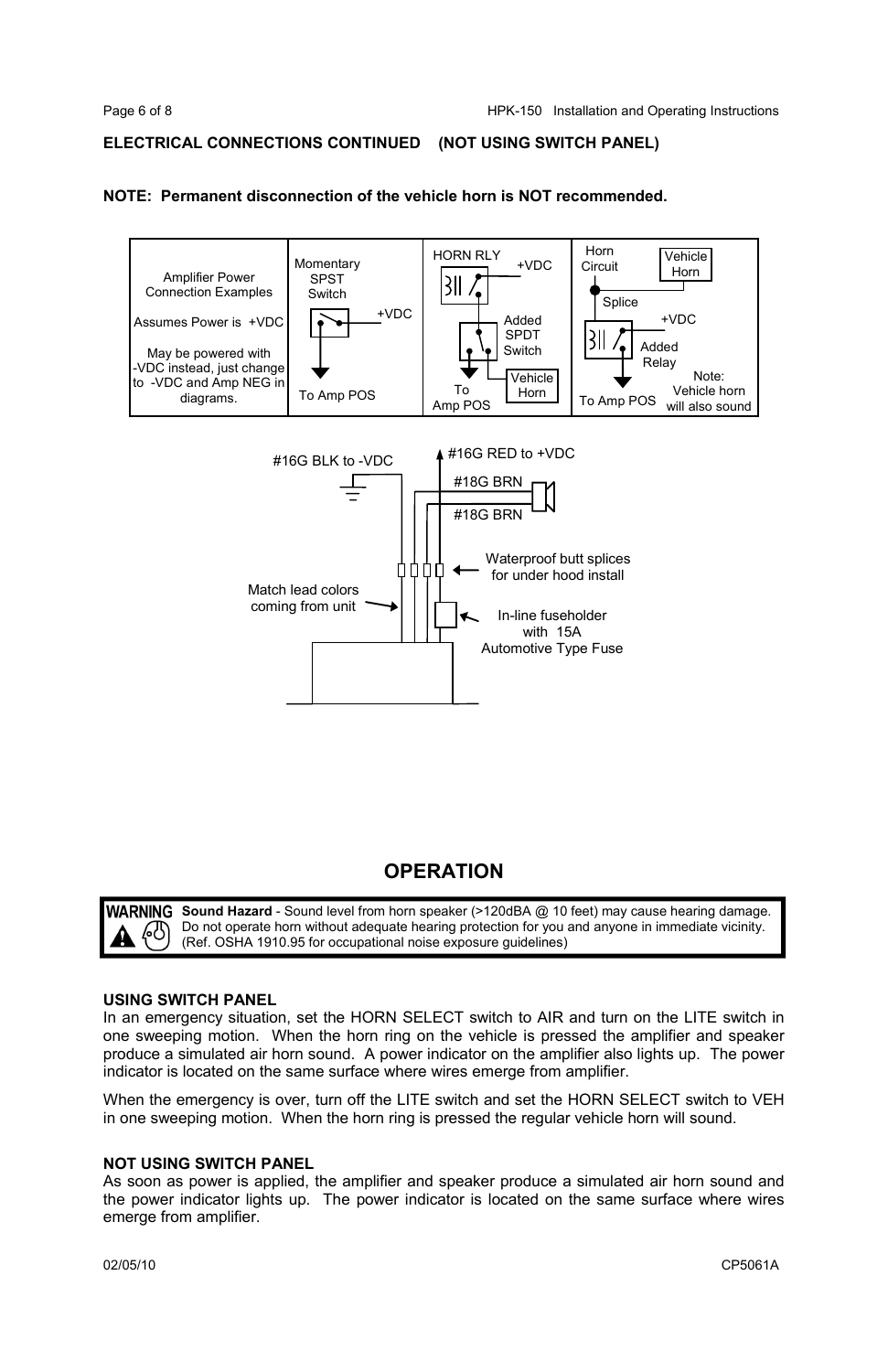## ELECTRICAL CONNECTIONS CONTINUED (NOT USING SWITCH PANEL)

**NOTE: Permanent disconnection of the vehicle horn is NOT recommended.**

| Amplifier Power Connection Examples<br><br>Assumes Power is +VDC<br><br>May be powered with -VDC instead, just change to -VDC and Amp NEG in diagrams. | Momentary SPST Switch<br><br>+VDC<br><br>To Amp POS | HORN RLY<br>+VDC<br><br>Added SPDT Switch<br><br>Vehicle Horn<br><br>To Amp POS | Horn Circuit<br>Vehicle Horn<br>Splice<br>+VDC<br>Added Relay<br><br>To Amp POS<br><br>Note: Vehicle horn will also sound |
|---|---|---|---|

#16G BLK to -VDC

#16G RED to +VDC

#18G BRN

#18G BRN

Waterproof butt splices for under hood install

Match lead colors coming from unit

In-line fuseholder with 15A Automotive Type Fuse

# OPERATION

**WARNING** **Sound Hazard** - Sound level from horn speaker (>120dBA @ 10 feet) may cause hearing damage. Do not operate horn without adequate hearing protection for you and anyone in immediate vicinity. (Ref. OSHA 1910.95 for occupational noise exposure guidelines)

### USING SWITCH PANEL

In an emergency situation, set the HORN SELECT switch to AIR and turn on the LITE switch in one sweeping motion. When the horn ring on the vehicle is pressed the amplifier and speaker produce a simulated air horn sound. A power indicator on the amplifier also lights up. The power indicator is located on the same surface where wires emerge from amplifier.

When the emergency is over, turn off the LITE switch and set the HORN SELECT switch to VEH in one sweeping motion. When the horn ring is pressed the regular vehicle horn will sound.

### NOT USING SWITCH PANEL

As soon as power is applied, the amplifier and speaker produce a simulated air horn sound and the power indicator lights up. The power indicator is located on the same surface where wires emerge from amplifier.

02/05/10 CP5061A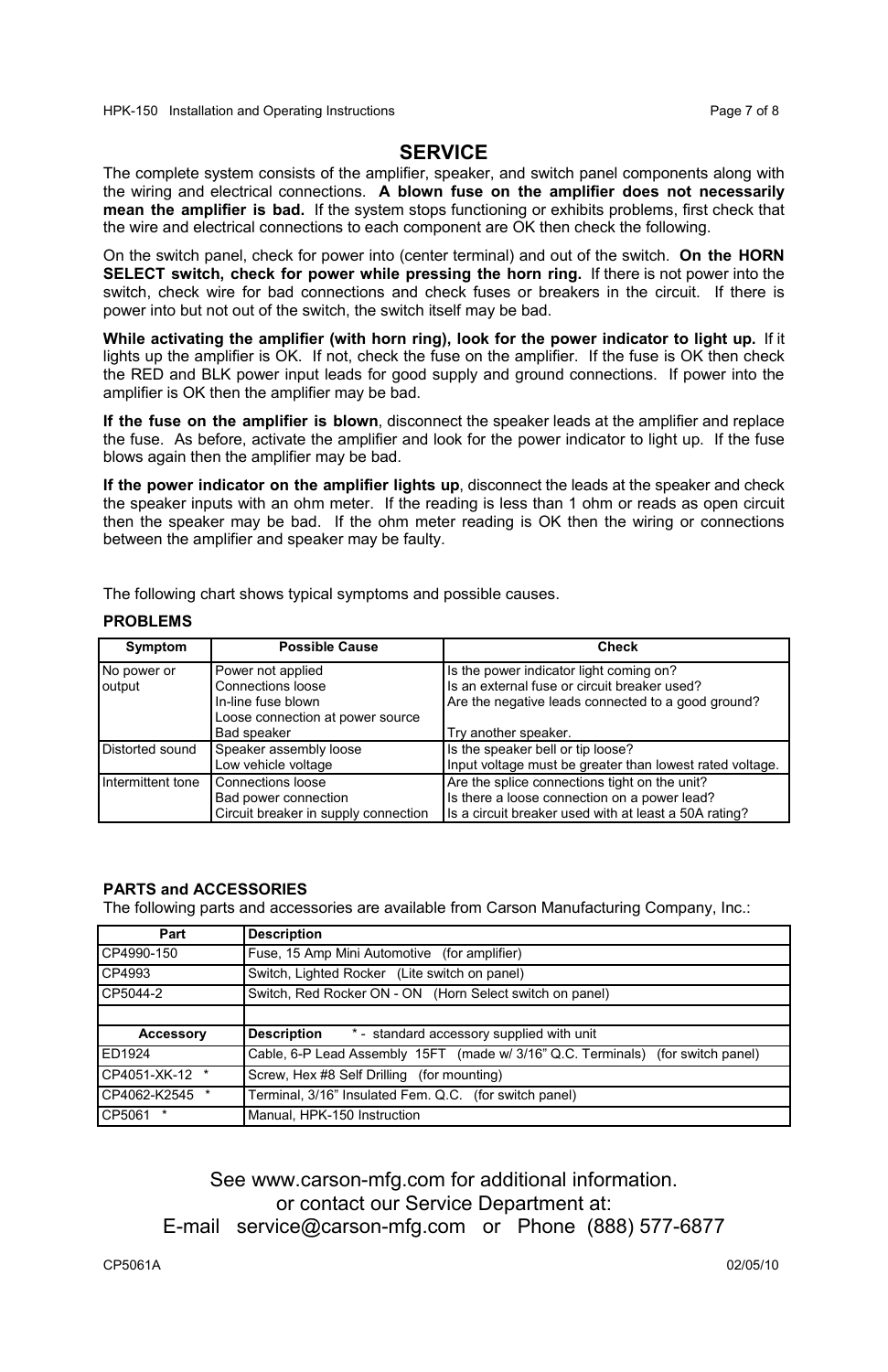# SERVICE

The complete system consists of the amplifier, speaker, and switch panel components along with the wiring and electrical connections. **A blown fuse on the amplifier does not necessarily mean the amplifier is bad.** If the system stops functioning or exhibits problems, first check that the wire and electrical connections to each component are OK then check the following.

On the switch panel, check for power into (center terminal) and out of the switch. **On the HORN SELECT switch, check for power while pressing the horn ring.** If there is not power into the switch, check wire for bad connections and check fuses or breakers in the circuit. If there is power into but not out of the switch, the switch itself may be bad.

**While activating the amplifier (with horn ring), look for the power indicator to light up.** If it lights up the amplifier is OK. If not, check the fuse on the amplifier. If the fuse is OK then check the RED and BLK power input leads for good supply and ground connections. If power into the amplifier is OK then the amplifier may be bad.

**If the fuse on the amplifier is blown**, disconnect the speaker leads at the amplifier and replace the fuse. As before, activate the amplifier and look for the power indicator to light up. If the fuse blows again then the amplifier may be bad.

**If the power indicator on the amplifier lights up**, disconnect the leads at the speaker and check the speaker inputs with an ohm meter. If the reading is less than 1 ohm or reads as open circuit then the speaker may be bad. If the ohm meter reading is OK then the wiring or connections between the amplifier and speaker may be faulty.

The following chart shows typical symptoms and possible causes.

**PROBLEMS**

| Symptom | Possible Cause | Check |
|---|---|---|
| No power or output | Power not applied<br>Connections loose<br>In-line fuse blown<br>Loose connection at power source<br>Bad speaker | Is the power indicator light coming on?<br>Is an external fuse or circuit breaker used?<br>Are the negative leads connected to a good ground?<br><br>Try another speaker. |
| Distorted sound | Speaker assembly loose<br>Low vehicle voltage | Is the speaker bell or tip loose?<br>Input voltage must be greater than lowest rated voltage. |
| Intermittent tone | Connections loose<br>Bad power connection<br>Circuit breaker in supply connection | Are the splice connections tight on the unit?<br>Is there a loose connection on a power lead?<br>Is a circuit breaker used with at least a 50A rating? |

**PARTS and ACCESSORIES**

The following parts and accessories are available from Carson Manufacturing Company, Inc.:

| Part | Description |
|---|---|
| CP4990-150 | Fuse, 15 Amp Mini Automotive (for amplifier) |
| CP4993 | Switch, Lighted Rocker (Lite switch on panel) |
| CP5044-2 | Switch, Red Rocker ON - ON (Horn Select switch on panel) |
| | |
| **Accessory** | **Description** * - standard accessory supplied with unit |
| ED1924 | Cable, 6-P Lead Assembly 15FT (made w/ 3/16" Q.C. Terminals) (for switch panel) |
| CP4051-XK-12 * | Screw, Hex #8 Self Drilling (for mounting) |
| CP4062-K2545 * | Terminal, 3/16" Insulated Fem. Q.C. (for switch panel) |
| CP5061 * | Manual, HPK-150 Instruction |

See www.carson-mfg.com for additional information.
or contact our Service Department at:
E-mail service@carson-mfg.com or Phone (888) 577-6877

CP5061A 02/05/10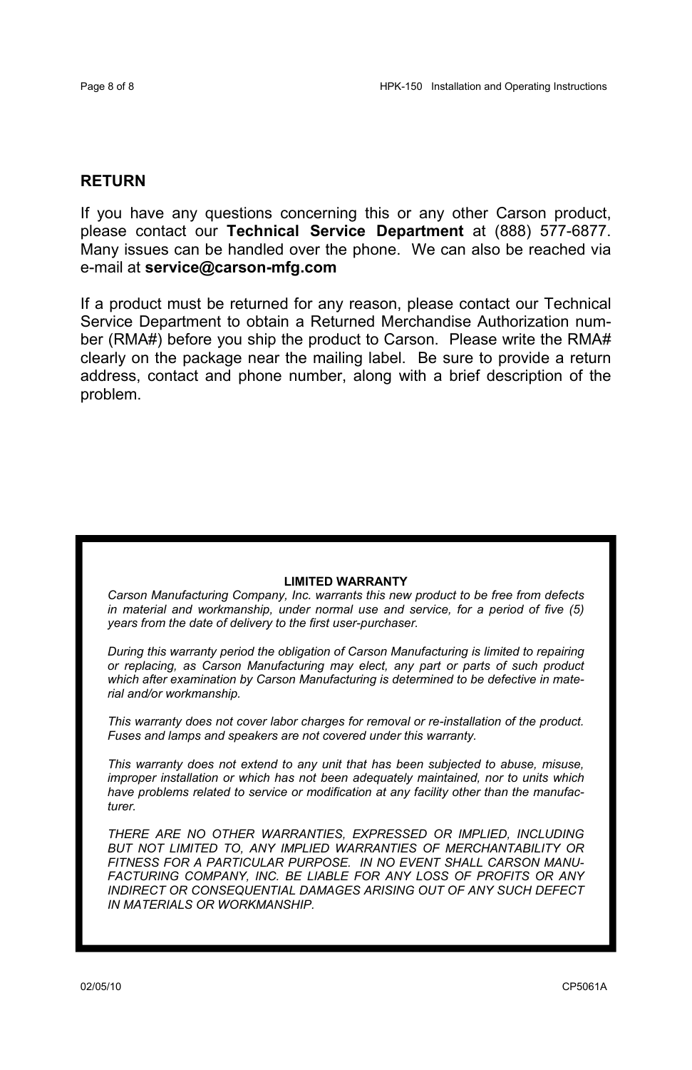## RETURN

If you have any questions concerning this or any other Carson product, please contact our **Technical Service Department** at (888) 577-6877. Many issues can be handled over the phone. We can also be reached via e-mail at **service@carson-mfg.com**

If a product must be returned for any reason, please contact our Technical Service Department to obtain a Returned Merchandise Authorization number (RMA#) before you ship the product to Carson. Please write the RMA# clearly on the package near the mailing label. Be sure to provide a return address, contact and phone number, along with a brief description of the problem.

**LIMITED WARRANTY**

*Carson Manufacturing Company, Inc. warrants this new product to be free from defects in material and workmanship, under normal use and service, for a period of five (5) years from the date of delivery to the first user-purchaser.*

*During this warranty period the obligation of Carson Manufacturing is limited to repairing or replacing, as Carson Manufacturing may elect, any part or parts of such product which after examination by Carson Manufacturing is determined to be defective in material and/or workmanship.*

*This warranty does not cover labor charges for removal or re-installation of the product. Fuses and lamps and speakers are not covered under this warranty.*

*This warranty does not extend to any unit that has been subjected to abuse, misuse, improper installation or which has not been adequately maintained, nor to units which have problems related to service or modification at any facility other than the manufacturer.*

*THERE ARE NO OTHER WARRANTIES, EXPRESSED OR IMPLIED, INCLUDING BUT NOT LIMITED TO, ANY IMPLIED WARRANTIES OF MERCHANTABILITY OR FITNESS FOR A PARTICULAR PURPOSE. IN NO EVENT SHALL CARSON MANUFACTURING COMPANY, INC. BE LIABLE FOR ANY LOSS OF PROFITS OR ANY INDIRECT OR CONSEQUENTIAL DAMAGES ARISING OUT OF ANY SUCH DEFECT IN MATERIALS OR WORKMANSHIP.*

02/05/10 CP5061A